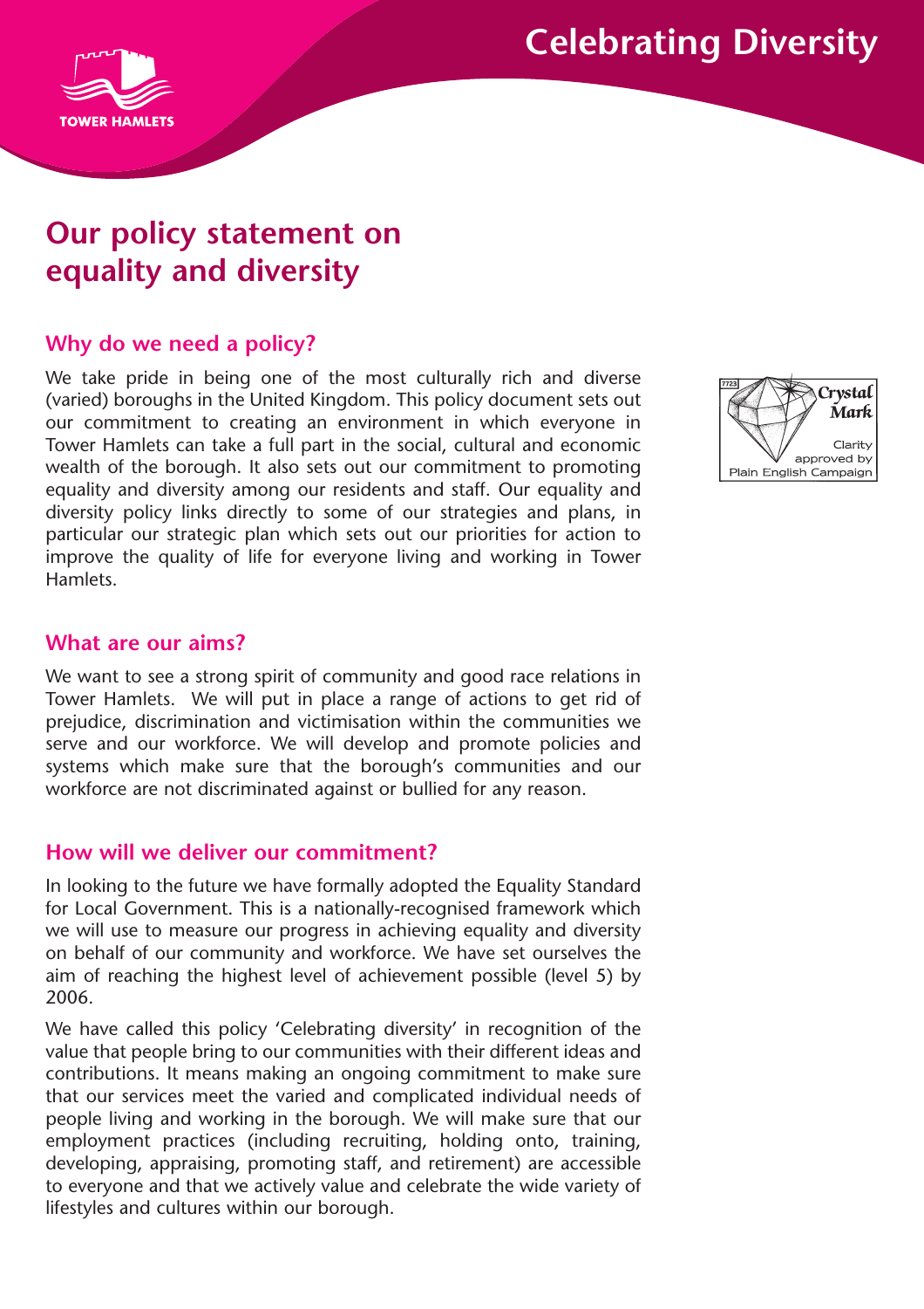# Celebrating Diversity

TOWER HAMLETS

## Our policy statement on equality and diversity

Crystal Mark 7723 — Clarity approved by Plain English Campaign

### Why do we need a policy?

We take pride in being one of the most culturally rich and diverse (varied) boroughs in the United Kingdom. This policy document sets out our commitment to creating an environment in which everyone in Tower Hamlets can take a full part in the social, cultural and economic wealth of the borough. It also sets out our commitment to promoting equality and diversity among our residents and staff. Our equality and diversity policy links directly to some of our strategies and plans, in particular our strategic plan which sets out our priorities for action to improve the quality of life for everyone living and working in Tower Hamlets.

### What are our aims?

We want to see a strong spirit of community and good race relations in Tower Hamlets. We will put in place a range of actions to get rid of prejudice, discrimination and victimisation within the communities we serve and our workforce. We will develop and promote policies and systems which make sure that the borough's communities and our workforce are not discriminated against or bullied for any reason.

### How will we deliver our commitment?

In looking to the future we have formally adopted the Equality Standard for Local Government. This is a nationally-recognised framework which we will use to measure our progress in achieving equality and diversity on behalf of our community and workforce. We have set ourselves the aim of reaching the highest level of achievement possible (level 5) by 2006.

We have called this policy 'Celebrating diversity' in recognition of the value that people bring to our communities with their different ideas and contributions. It means making an ongoing commitment to make sure that our services meet the varied and complicated individual needs of people living and working in the borough. We will make sure that our employment practices (including recruiting, holding onto, training, developing, appraising, promoting staff, and retirement) are accessible to everyone and that we actively value and celebrate the wide variety of lifestyles and cultures within our borough.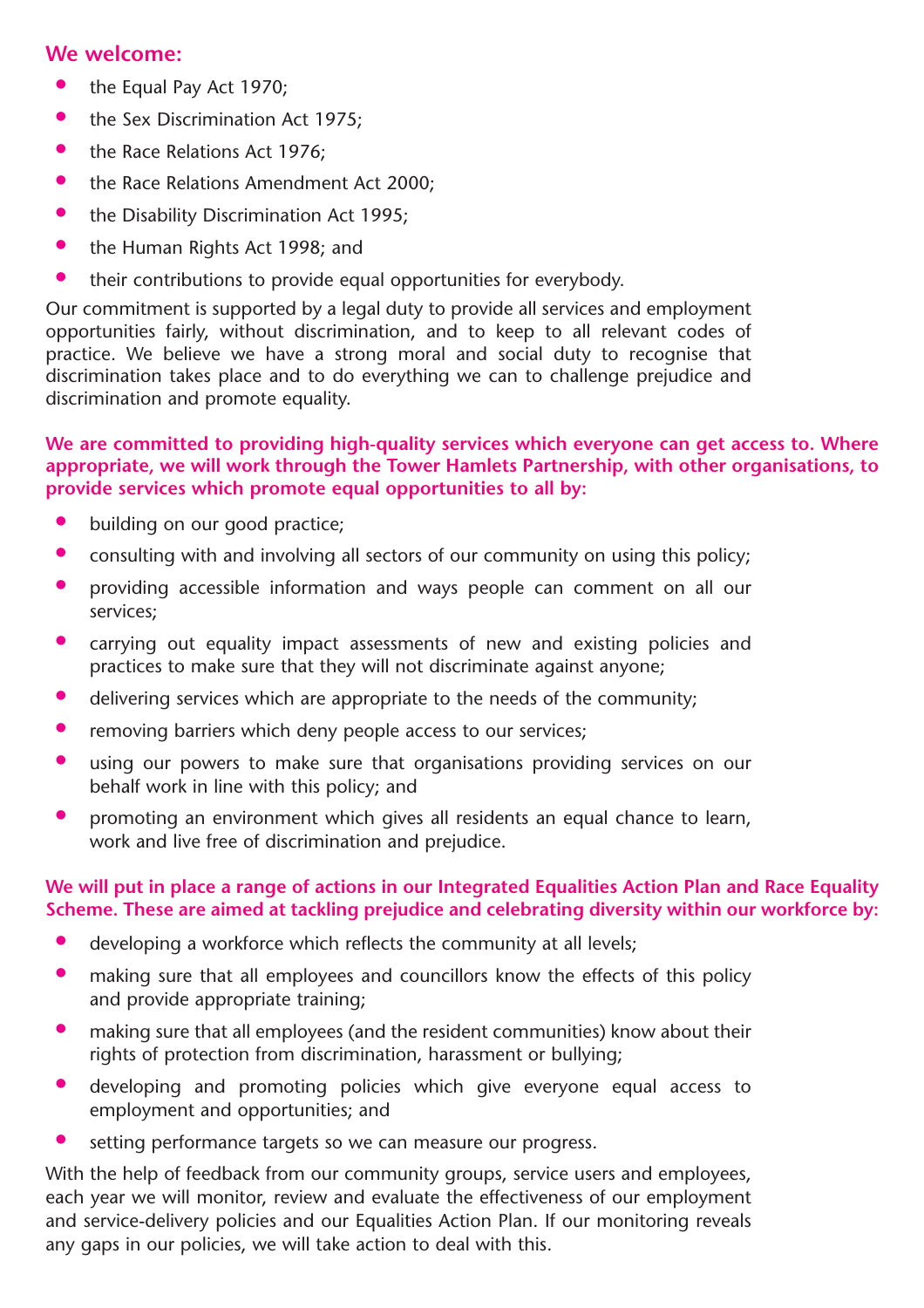## We welcome:

- the Equal Pay Act 1970;
- the Sex Discrimination Act 1975;
- the Race Relations Act 1976;
- the Race Relations Amendment Act 2000;
- the Disability Discrimination Act 1995;
- the Human Rights Act 1998; and
- their contributions to provide equal opportunities for everybody.

Our commitment is supported by a legal duty to provide all services and employment opportunities fairly, without discrimination, and to keep to all relevant codes of practice. We believe we have a strong moral and social duty to recognise that discrimination takes place and to do everything we can to challenge prejudice and discrimination and promote equality.

**We are committed to providing high-quality services which everyone can get access to. Where appropriate, we will work through the Tower Hamlets Partnership, with other organisations, to provide services which promote equal opportunities to all by:**

- building on our good practice;
- consulting with and involving all sectors of our community on using this policy;
- providing accessible information and ways people can comment on all our services;
- carrying out equality impact assessments of new and existing policies and practices to make sure that they will not discriminate against anyone;
- delivering services which are appropriate to the needs of the community;
- removing barriers which deny people access to our services;
- using our powers to make sure that organisations providing services on our behalf work in line with this policy; and
- promoting an environment which gives all residents an equal chance to learn, work and live free of discrimination and prejudice.

**We will put in place a range of actions in our Integrated Equalities Action Plan and Race Equality Scheme. These are aimed at tackling prejudice and celebrating diversity within our workforce by:**

- developing a workforce which reflects the community at all levels;
- making sure that all employees and councillors know the effects of this policy and provide appropriate training;
- making sure that all employees (and the resident communities) know about their rights of protection from discrimination, harassment or bullying;
- developing and promoting policies which give everyone equal access to employment and opportunities; and
- setting performance targets so we can measure our progress.

With the help of feedback from our community groups, service users and employees, each year we will monitor, review and evaluate the effectiveness of our employment and service-delivery policies and our Equalities Action Plan. If our monitoring reveals any gaps in our policies, we will take action to deal with this.